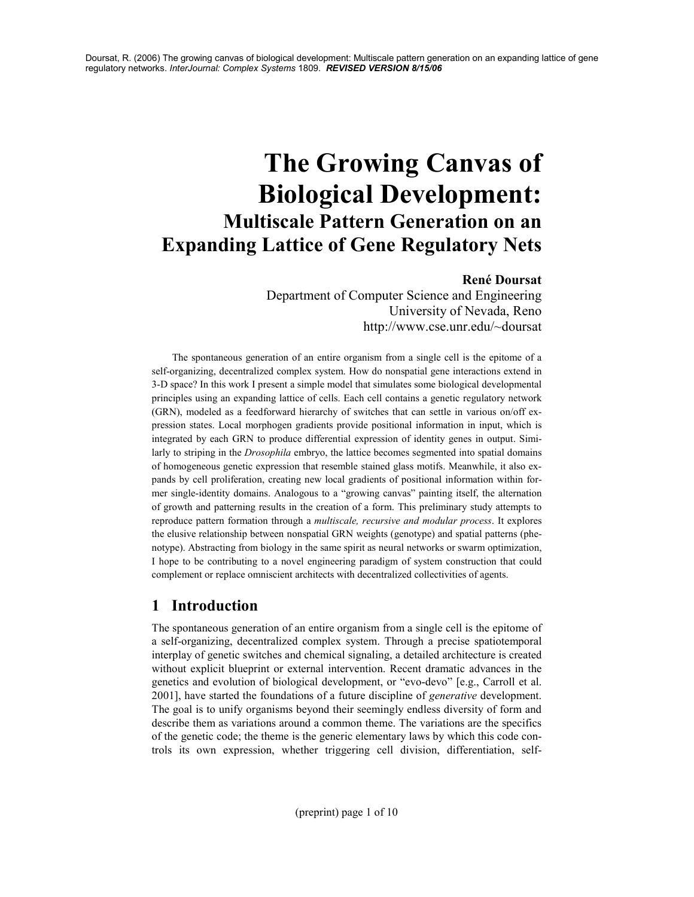# The Growing Canvas of Biological Development:

## Multiscale Pattern Generation on an Expanding Lattice of Gene Regulatory Nets

**René Doursat**

Department of Computer Science and Engineering
University of Nevada, Reno
http://www.cse.unr.edu/~doursat

The spontaneous generation of an entire organism from a single cell is the epitome of a self-organizing, decentralized complex system. How do nonspatial gene interactions extend in 3-D space? In this work I present a simple model that simulates some biological developmental principles using an expanding lattice of cells. Each cell contains a genetic regulatory network (GRN), modeled as a feedforward hierarchy of switches that can settle in various on/off expression states. Local morphogen gradients provide positional information in input, which is integrated by each GRN to produce differential expression of identity genes in output. Similarly to striping in the *Drosophila* embryo, the lattice becomes segmented into spatial domains of homogeneous genetic expression that resemble stained glass motifs. Meanwhile, it also expands by cell proliferation, creating new local gradients of positional information within former single-identity domains. Analogous to a "growing canvas" painting itself, the alternation of growth and patterning results in the creation of a form. This preliminary study attempts to reproduce pattern formation through a *multiscale, recursive and modular process*. It explores the elusive relationship between nonspatial GRN weights (genotype) and spatial patterns (phenotype). Abstracting from biology in the same spirit as neural networks or swarm optimization, I hope to be contributing to a novel engineering paradigm of system construction that could complement or replace omniscient architects with decentralized collectivities of agents.

## 1 Introduction

The spontaneous generation of an entire organism from a single cell is the epitome of a self-organizing, decentralized complex system. Through a precise spatiotemporal interplay of genetic switches and chemical signaling, a detailed architecture is created without explicit blueprint or external intervention. Recent dramatic advances in the genetics and evolution of biological development, or "evo-devo" [e.g., Carroll et al. 2001], have started the foundations of a future discipline of *generative* development. The goal is to unify organisms beyond their seemingly endless diversity of form and describe them as variations around a common theme. The variations are the specifics of the genetic code; the theme is the generic elementary laws by which this code controls its own expression, whether triggering cell division, differentiation, self-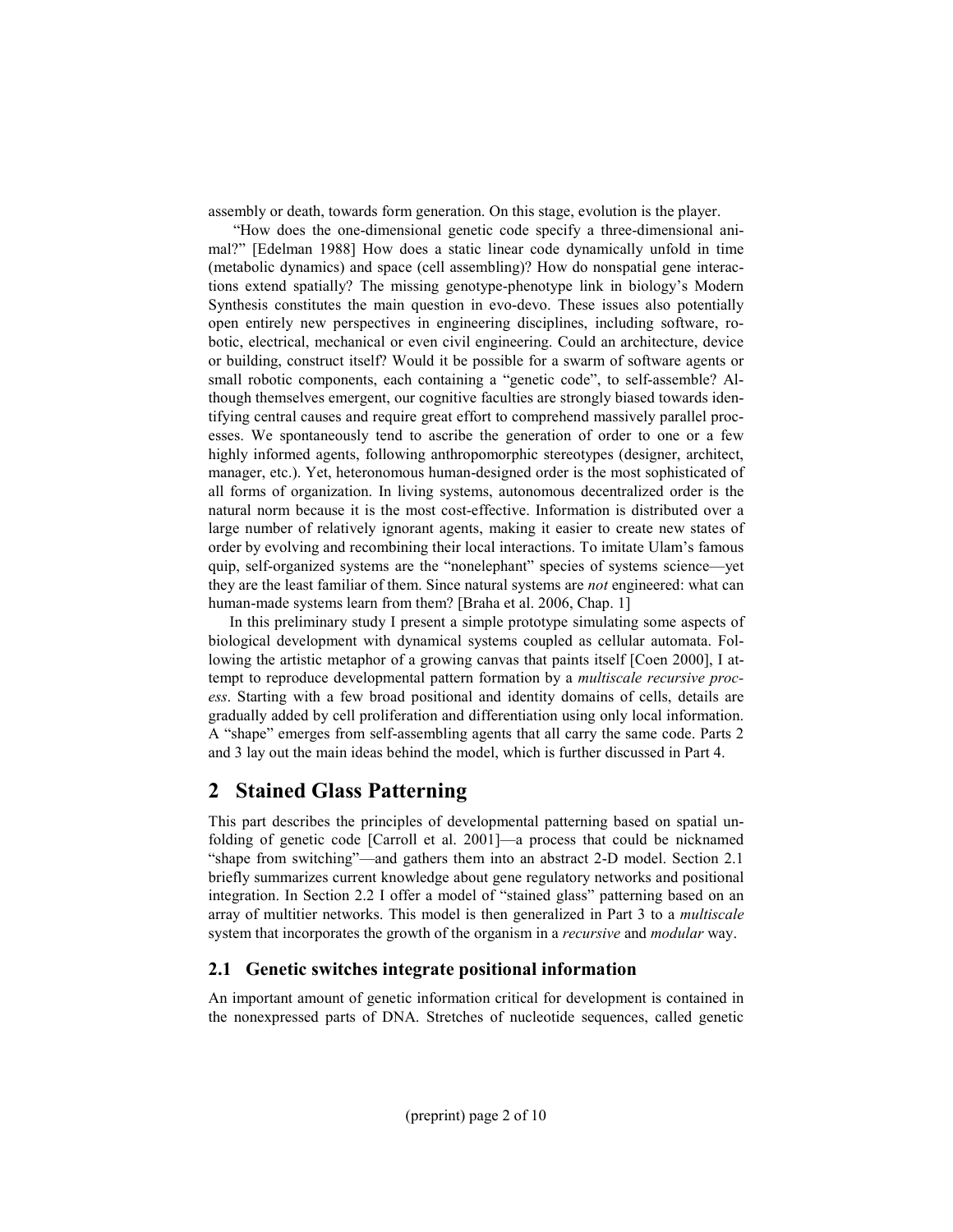assembly or death, towards form generation. On this stage, evolution is the player.

"How does the one-dimensional genetic code specify a three-dimensional animal?" [Edelman 1988] How does a static linear code dynamically unfold in time (metabolic dynamics) and space (cell assembling)? How do nonspatial gene interactions extend spatially? The missing genotype-phenotype link in biology's Modern Synthesis constitutes the main question in evo-devo. These issues also potentially open entirely new perspectives in engineering disciplines, including software, robotic, electrical, mechanical or even civil engineering. Could an architecture, device or building, construct itself? Would it be possible for a swarm of software agents or small robotic components, each containing a "genetic code", to self-assemble? Although themselves emergent, our cognitive faculties are strongly biased towards identifying central causes and require great effort to comprehend massively parallel processes. We spontaneously tend to ascribe the generation of order to one or a few highly informed agents, following anthropomorphic stereotypes (designer, architect, manager, etc.). Yet, heteronomous human-designed order is the most sophisticated of all forms of organization. In living systems, autonomous decentralized order is the natural norm because it is the most cost-effective. Information is distributed over a large number of relatively ignorant agents, making it easier to create new states of order by evolving and recombining their local interactions. To imitate Ulam's famous quip, self-organized systems are the "nonelephant" species of systems science—yet they are the least familiar of them. Since natural systems are *not* engineered: what can human-made systems learn from them? [Braha et al. 2006, Chap. 1]

In this preliminary study I present a simple prototype simulating some aspects of biological development with dynamical systems coupled as cellular automata. Following the artistic metaphor of a growing canvas that paints itself [Coen 2000], I attempt to reproduce developmental pattern formation by a *multiscale recursive process*. Starting with a few broad positional and identity domains of cells, details are gradually added by cell proliferation and differentiation using only local information. A "shape" emerges from self-assembling agents that all carry the same code. Parts 2 and 3 lay out the main ideas behind the model, which is further discussed in Part 4.

# 2 Stained Glass Patterning

This part describes the principles of developmental patterning based on spatial unfolding of genetic code [Carroll et al. 2001]—a process that could be nicknamed "shape from switching"—and gathers them into an abstract 2-D model. Section 2.1 briefly summarizes current knowledge about gene regulatory networks and positional integration. In Section 2.2 I offer a model of "stained glass" patterning based on an array of multitier networks. This model is then generalized in Part 3 to a *multiscale* system that incorporates the growth of the organism in a *recursive* and *modular* way.

## 2.1 Genetic switches integrate positional information

An important amount of genetic information critical for development is contained in the nonexpressed parts of DNA. Stretches of nucleotide sequences, called genetic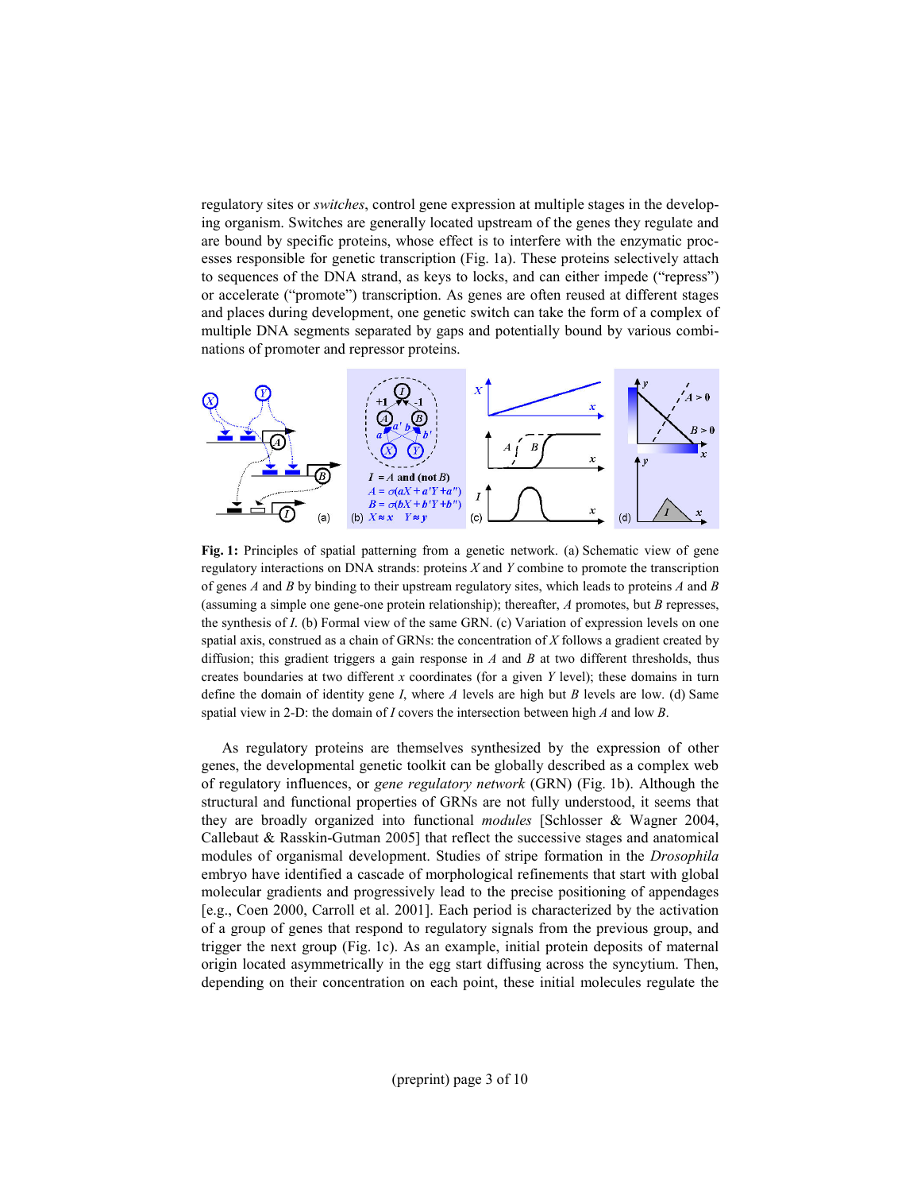regulatory sites or *switches*, control gene expression at multiple stages in the developing organism. Switches are generally located upstream of the genes they regulate and are bound by specific proteins, whose effect is to interfere with the enzymatic processes responsible for genetic transcription (Fig. 1a). These proteins selectively attach to sequences of the DNA strand, as keys to locks, and can either impede ("repress") or accelerate ("promote") transcription. As genes are often reused at different stages and places during development, one genetic switch can take the form of a complex of multiple DNA segments separated by gaps and potentially bound by various combinations of promoter and repressor proteins.

**Fig. 1:** Principles of spatial patterning from a genetic network. (a) Schematic view of gene regulatory interactions on DNA strands: proteins $X$ and $Y$ combine to promote the transcription of genes $A$ and $B$ by binding to their upstream regulatory sites, which leads to proteins $A$ and $B$ (assuming a simple one gene-one protein relationship); thereafter, $A$ promotes, but $B$ represses, the synthesis of $I$. (b) Formal view of the same GRN. (c) Variation of expression levels on one spatial axis, construed as a chain of GRNs: the concentration of $X$ follows a gradient created by diffusion; this gradient triggers a gain response in $A$ and $B$ at two different thresholds, thus creates boundaries at two different $x$ coordinates (for a given $Y$ level); these domains in turn define the domain of identity gene $I$, where $A$ levels are high but $B$ levels are low. (d) Same spatial view in 2-D: the domain of $I$ covers the intersection between high $A$ and low $B$.

As regulatory proteins are themselves synthesized by the expression of other genes, the developmental genetic toolkit can be globally described as a complex web of regulatory influences, or *gene regulatory network* (GRN) (Fig. 1b). Although the structural and functional properties of GRNs are not fully understood, it seems that they are broadly organized into functional *modules* [Schlosser & Wagner 2004, Callebaut & Rasskin-Gutman 2005] that reflect the successive stages and anatomical modules of organismal development. Studies of stripe formation in the *Drosophila* embryo have identified a cascade of morphological refinements that start with global molecular gradients and progressively lead to the precise positioning of appendages [e.g., Coen 2000, Carroll et al. 2001]. Each period is characterized by the activation of a group of genes that respond to regulatory signals from the previous group, and trigger the next group (Fig. 1c). As an example, initial protein deposits of maternal origin located asymmetrically in the egg start diffusing across the syncytium. Then, depending on their concentration on each point, these initial molecules regulate the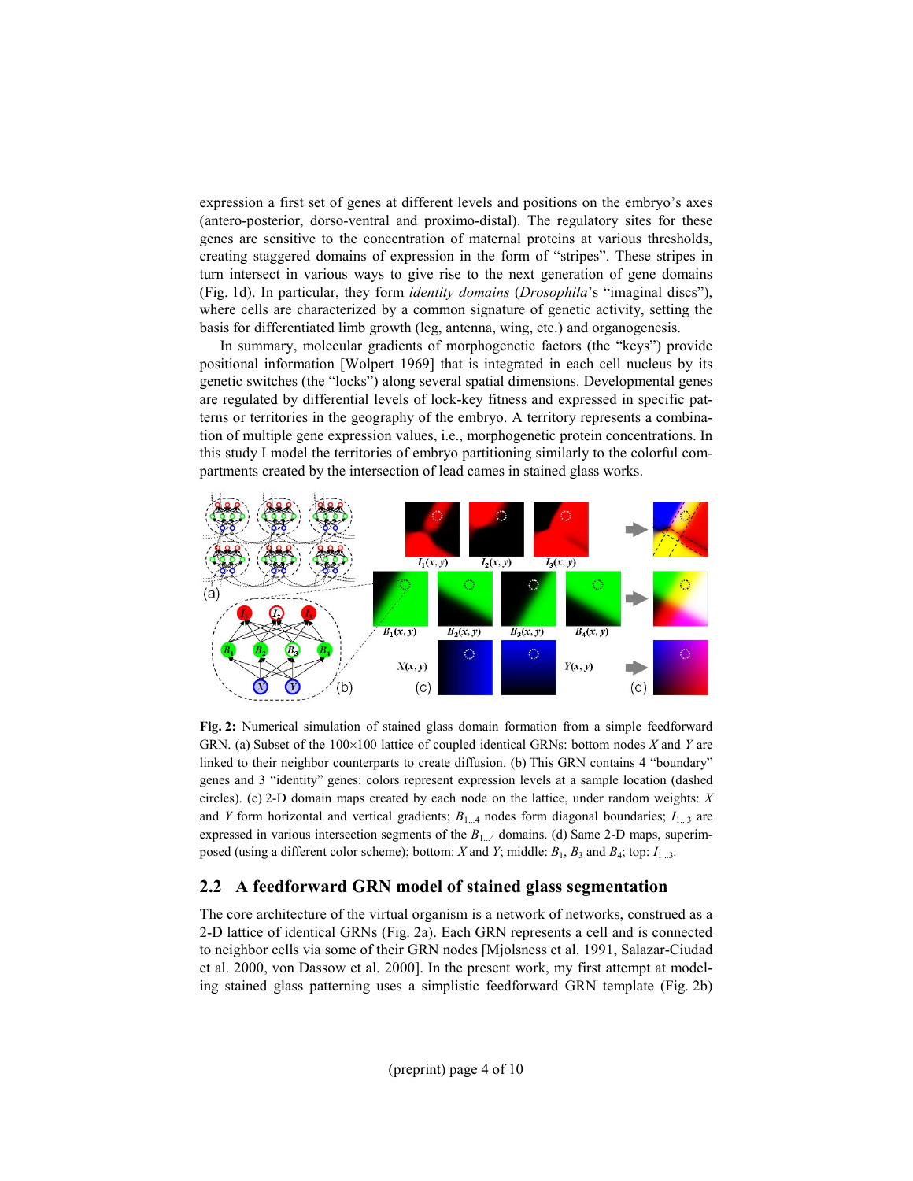expression a first set of genes at different levels and positions on the embryo's axes (antero-posterior, dorso-ventral and proximo-distal). The regulatory sites for these genes are sensitive to the concentration of maternal proteins at various thresholds, creating staggered domains of expression in the form of "stripes". These stripes in turn intersect in various ways to give rise to the next generation of gene domains (Fig. 1d). In particular, they form *identity domains* (*Drosophila*'s "imaginal discs"), where cells are characterized by a common signature of genetic activity, setting the basis for differentiated limb growth (leg, antenna, wing, etc.) and organogenesis.

In summary, molecular gradients of morphogenetic factors (the "keys") provide positional information [Wolpert 1969] that is integrated in each cell nucleus by its genetic switches (the "locks") along several spatial dimensions. Developmental genes are regulated by differential levels of lock-key fitness and expressed in specific patterns or territories in the geography of the embryo. A territory represents a combination of multiple gene expression values, i.e., morphogenetic protein concentrations. In this study I model the territories of embryo partitioning similarly to the colorful compartments created by the intersection of lead cames in stained glass works.

**Fig. 2:** Numerical simulation of stained glass domain formation from a simple feedforward GRN. (a) Subset of the 100×100 lattice of coupled identical GRNs: bottom nodes $X$ and $Y$ are linked to their neighbor counterparts to create diffusion. (b) This GRN contains 4 "boundary" genes and 3 "identity" genes: colors represent expression levels at a sample location (dashed circles). (c) 2-D domain maps created by each node on the lattice, under random weights: $X$ and $Y$ form horizontal and vertical gradients; $B_{1...4}$ nodes form diagonal boundaries; $I_{1...3}$ are expressed in various intersection segments of the $B_{1...4}$ domains. (d) Same 2-D maps, superimposed (using a different color scheme); bottom: $X$ and $Y$; middle: $B_1$, $B_3$ and $B_4$; top: $I_{1...3}$.

## 2.2 A feedforward GRN model of stained glass segmentation

The core architecture of the virtual organism is a network of networks, construed as a 2-D lattice of identical GRNs (Fig. 2a). Each GRN represents a cell and is connected to neighbor cells via some of their GRN nodes [Mjolsness et al. 1991, Salazar-Ciudad et al. 2000, von Dassow et al. 2000]. In the present work, my first attempt at modeling stained glass patterning uses a simplistic feedforward GRN template (Fig. 2b)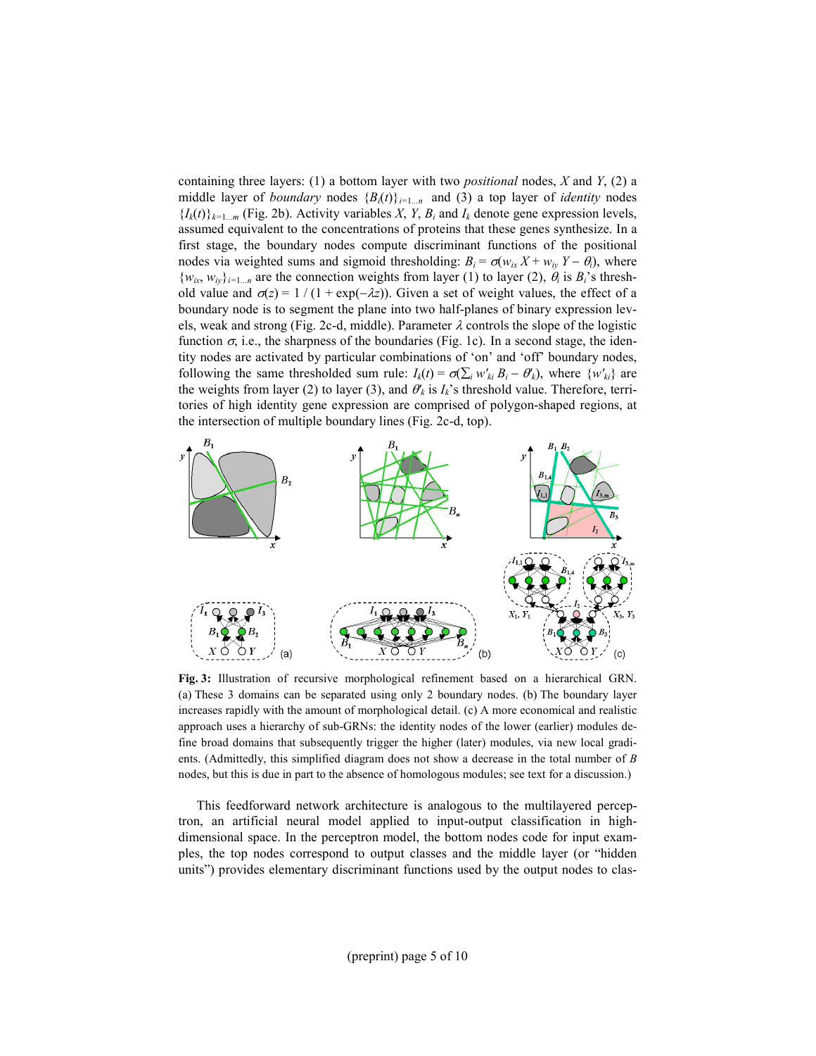containing three layers: (1) a bottom layer with two *positional* nodes, $X$ and $Y$, (2) a middle layer of *boundary* nodes $\{B_i(t)\}_{i=1...n}$ and (3) a top layer of *identity* nodes $\{I_k(t)\}_{k=1...m}$ (Fig. 2b). Activity variables $X$, $Y$, $B_i$ and $I_k$ denote gene expression levels, assumed equivalent to the concentrations of proteins that these genes synthesize. In a first stage, the boundary nodes compute discriminant functions of the positional nodes via weighted sums and sigmoid thresholding: $B_i = \sigma(w_{ix}\, X + w_{iy}\, Y - \theta_i)$, where $\{w_{ix}, w_{iy}\}_{i=1...n}$ are the connection weights from layer (1) to layer (2), $\theta_i$ is $B_i$'s threshold value and $\sigma(z) = 1 / (1 + \exp(-\lambda z))$. Given a set of weight values, the effect of a boundary node is to segment the plane into two half-planes of binary expression levels, weak and strong (Fig. 2c-d, middle). Parameter $\lambda$ controls the slope of the logistic function $\sigma$, i.e., the sharpness of the boundaries (Fig. 1c). In a second stage, the identity nodes are activated by particular combinations of 'on' and 'off' boundary nodes, following the same thresholded sum rule: $I_k(t) = \sigma(\sum_i w'_{ki}\, B_i - \theta'_k)$, where $\{w'_{ki}\}$ are the weights from layer (2) to layer (3), and $\theta'_k$ is $I_k$'s threshold value. Therefore, territories of high identity gene expression are comprised of polygon-shaped regions, at the intersection of multiple boundary lines (Fig. 2c-d, top).

**Fig. 3:** Illustration of recursive morphological refinement based on a hierarchical GRN. (a) These 3 domains can be separated using only 2 boundary nodes. (b) The boundary layer increases rapidly with the amount of morphological detail. (c) A more economical and realistic approach uses a hierarchy of sub-GRNs: the identity nodes of the lower (earlier) modules define broad domains that subsequently trigger the higher (later) modules, via new local gradients. (Admittedly, this simplified diagram does not show a decrease in the total number of $B$ nodes, but this is due in part to the absence of homologous modules; see text for a discussion.)

This feedforward network architecture is analogous to the multilayered perceptron, an artificial neural model applied to input-output classification in high-dimensional space. In the perceptron model, the bottom nodes code for input examples, the top nodes correspond to output classes and the middle layer (or "hidden units") provides elementary discriminant functions used by the output nodes to clas-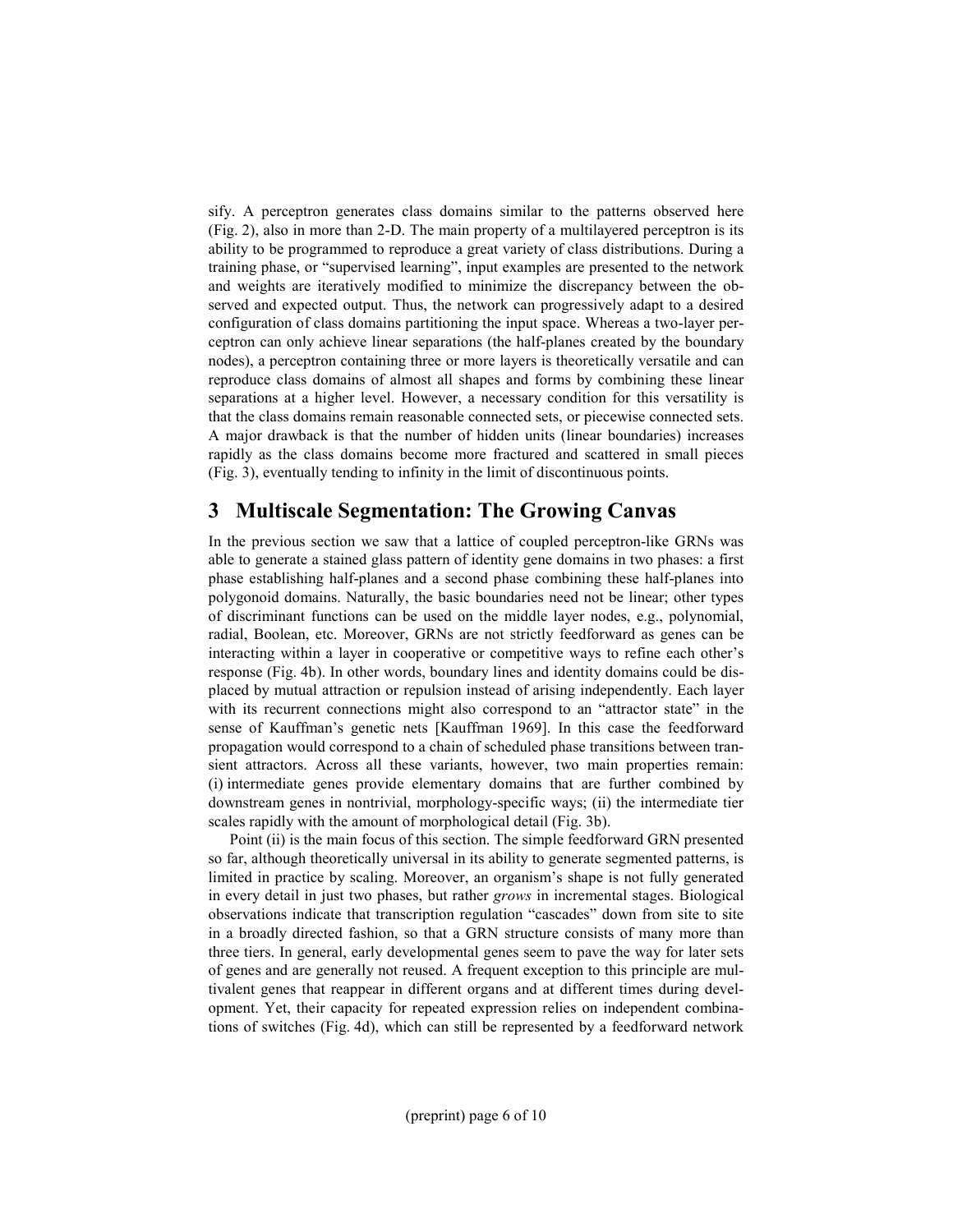sify. A perceptron generates class domains similar to the patterns observed here (Fig. 2), also in more than 2-D. The main property of a multilayered perceptron is its ability to be programmed to reproduce a great variety of class distributions. During a training phase, or "supervised learning", input examples are presented to the network and weights are iteratively modified to minimize the discrepancy between the observed and expected output. Thus, the network can progressively adapt to a desired configuration of class domains partitioning the input space. Whereas a two-layer perceptron can only achieve linear separations (the half-planes created by the boundary nodes), a perceptron containing three or more layers is theoretically versatile and can reproduce class domains of almost all shapes and forms by combining these linear separations at a higher level. However, a necessary condition for this versatility is that the class domains remain reasonable connected sets, or piecewise connected sets. A major drawback is that the number of hidden units (linear boundaries) increases rapidly as the class domains become more fractured and scattered in small pieces (Fig. 3), eventually tending to infinity in the limit of discontinuous points.

## 3 Multiscale Segmentation: The Growing Canvas

In the previous section we saw that a lattice of coupled perceptron-like GRNs was able to generate a stained glass pattern of identity gene domains in two phases: a first phase establishing half-planes and a second phase combining these half-planes into polygonoid domains. Naturally, the basic boundaries need not be linear; other types of discriminant functions can be used on the middle layer nodes, e.g., polynomial, radial, Boolean, etc. Moreover, GRNs are not strictly feedforward as genes can be interacting within a layer in cooperative or competitive ways to refine each other's response (Fig. 4b). In other words, boundary lines and identity domains could be displaced by mutual attraction or repulsion instead of arising independently. Each layer with its recurrent connections might also correspond to an "attractor state" in the sense of Kauffman's genetic nets [Kauffman 1969]. In this case the feedforward propagation would correspond to a chain of scheduled phase transitions between transient attractors. Across all these variants, however, two main properties remain: (i) intermediate genes provide elementary domains that are further combined by downstream genes in nontrivial, morphology-specific ways; (ii) the intermediate tier scales rapidly with the amount of morphological detail (Fig. 3b).

Point (ii) is the main focus of this section. The simple feedforward GRN presented so far, although theoretically universal in its ability to generate segmented patterns, is limited in practice by scaling. Moreover, an organism's shape is not fully generated in every detail in just two phases, but rather *grows* in incremental stages. Biological observations indicate that transcription regulation "cascades" down from site to site in a broadly directed fashion, so that a GRN structure consists of many more than three tiers. In general, early developmental genes seem to pave the way for later sets of genes and are generally not reused. A frequent exception to this principle are multivalent genes that reappear in different organs and at different times during development. Yet, their capacity for repeated expression relies on independent combinations of switches (Fig. 4d), which can still be represented by a feedforward network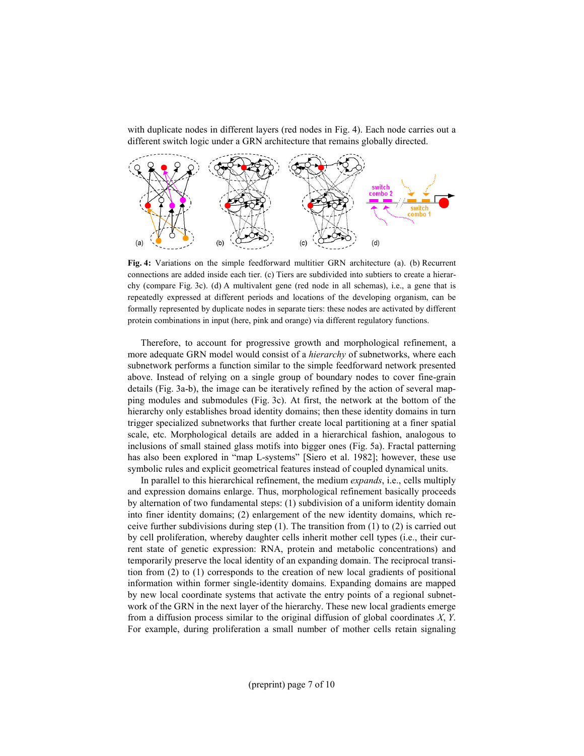with duplicate nodes in different layers (red nodes in Fig. 4). Each node carries out a different switch logic under a GRN architecture that remains globally directed.

**Fig. 4:** Variations on the simple feedforward multitier GRN architecture (a). (b) Recurrent connections are added inside each tier. (c) Tiers are subdivided into subtiers to create a hierarchy (compare Fig. 3c). (d) A multivalent gene (red node in all schemas), i.e., a gene that is repeatedly expressed at different periods and locations of the developing organism, can be formally represented by duplicate nodes in separate tiers: these nodes are activated by different protein combinations in input (here, pink and orange) via different regulatory functions.

Therefore, to account for progressive growth and morphological refinement, a more adequate GRN model would consist of a *hierarchy* of subnetworks, where each subnetwork performs a function similar to the simple feedforward network presented above. Instead of relying on a single group of boundary nodes to cover fine-grain details (Fig. 3a-b), the image can be iteratively refined by the action of several mapping modules and submodules (Fig. 3c). At first, the network at the bottom of the hierarchy only establishes broad identity domains; then these identity domains in turn trigger specialized subnetworks that further create local partitioning at a finer spatial scale, etc. Morphological details are added in a hierarchical fashion, analogous to inclusions of small stained glass motifs into bigger ones (Fig. 5a). Fractal patterning has also been explored in "map L-systems" [Siero et al. 1982]; however, these use symbolic rules and explicit geometrical features instead of coupled dynamical units.

In parallel to this hierarchical refinement, the medium *expands*, i.e., cells multiply and expression domains enlarge. Thus, morphological refinement basically proceeds by alternation of two fundamental steps: (1) subdivision of a uniform identity domain into finer identity domains; (2) enlargement of the new identity domains, which receive further subdivisions during step (1). The transition from (1) to (2) is carried out by cell proliferation, whereby daughter cells inherit mother cell types (i.e., their current state of genetic expression: RNA, protein and metabolic concentrations) and temporarily preserve the local identity of an expanding domain. The reciprocal transition from (2) to (1) corresponds to the creation of new local gradients of positional information within former single-identity domains. Expanding domains are mapped by new local coordinate systems that activate the entry points of a regional subnetwork of the GRN in the next layer of the hierarchy. These new local gradients emerge from a diffusion process similar to the original diffusion of global coordinates $X$, $Y$. For example, during proliferation a small number of mother cells retain signaling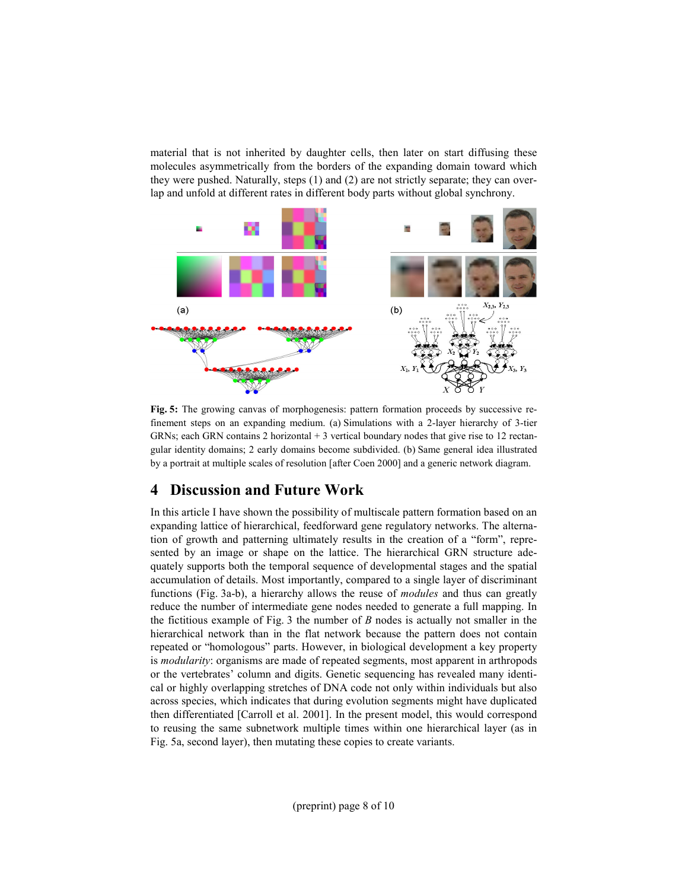material that is not inherited by daughter cells, then later on start diffusing these molecules asymmetrically from the borders of the expanding domain toward which they were pushed. Naturally, steps (1) and (2) are not strictly separate; they can overlap and unfold at different rates in different body parts without global synchrony.

**Fig. 5:** The growing canvas of morphogenesis: pattern formation proceeds by successive refinement steps on an expanding medium. (a) Simulations with a 2-layer hierarchy of 3-tier GRNs; each GRN contains 2 horizontal + 3 vertical boundary nodes that give rise to 12 rectangular identity domains; 2 early domains become subdivided. (b) Same general idea illustrated by a portrait at multiple scales of resolution [after Coen 2000] and a generic network diagram.

## 4 Discussion and Future Work

In this article I have shown the possibility of multiscale pattern formation based on an expanding lattice of hierarchical, feedforward gene regulatory networks. The alternation of growth and patterning ultimately results in the creation of a "form", represented by an image or shape on the lattice. The hierarchical GRN structure adequately supports both the temporal sequence of developmental stages and the spatial accumulation of details. Most importantly, compared to a single layer of discriminant functions (Fig. 3a-b), a hierarchy allows the reuse of *modules* and thus can greatly reduce the number of intermediate gene nodes needed to generate a full mapping. In the fictitious example of Fig. 3 the number of *B* nodes is actually not smaller in the hierarchical network than in the flat network because the pattern does not contain repeated or "homologous" parts. However, in biological development a key property is *modularity*: organisms are made of repeated segments, most apparent in arthropods or the vertebrates' column and digits. Genetic sequencing has revealed many identical or highly overlapping stretches of DNA code not only within individuals but also across species, which indicates that during evolution segments might have duplicated then differentiated [Carroll et al. 2001]. In the present model, this would correspond to reusing the same subnetwork multiple times within one hierarchical layer (as in Fig. 5a, second layer), then mutating these copies to create variants.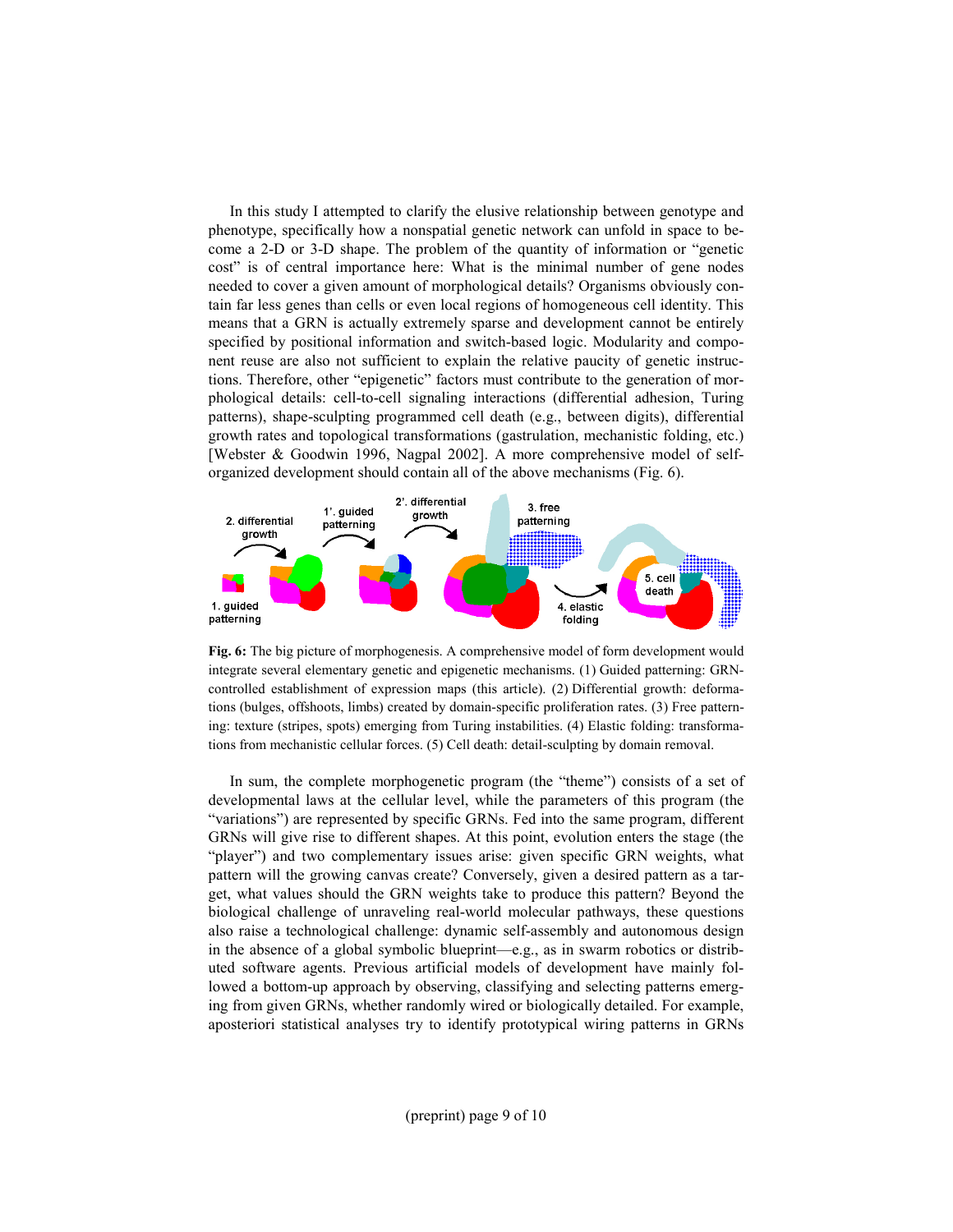In this study I attempted to clarify the elusive relationship between genotype and phenotype, specifically how a nonspatial genetic network can unfold in space to become a 2-D or 3-D shape. The problem of the quantity of information or "genetic cost" is of central importance here: What is the minimal number of gene nodes needed to cover a given amount of morphological details? Organisms obviously contain far less genes than cells or even local regions of homogeneous cell identity. This means that a GRN is actually extremely sparse and development cannot be entirely specified by positional information and switch-based logic. Modularity and component reuse are also not sufficient to explain the relative paucity of genetic instructions. Therefore, other "epigenetic" factors must contribute to the generation of morphological details: cell-to-cell signaling interactions (differential adhesion, Turing patterns), shape-sculpting programmed cell death (e.g., between digits), differential growth rates and topological transformations (gastrulation, mechanistic folding, etc.) [Webster & Goodwin 1996, Nagpal 2002]. A more comprehensive model of self-organized development should contain all of the above mechanisms (Fig. 6).

**Fig. 6:** The big picture of morphogenesis. A comprehensive model of form development would integrate several elementary genetic and epigenetic mechanisms. (1) Guided patterning: GRN-controlled establishment of expression maps (this article). (2) Differential growth: deformations (bulges, offshoots, limbs) created by domain-specific proliferation rates. (3) Free patterning: texture (stripes, spots) emerging from Turing instabilities. (4) Elastic folding: transformations from mechanistic cellular forces. (5) Cell death: detail-sculpting by domain removal.

In sum, the complete morphogenetic program (the "theme") consists of a set of developmental laws at the cellular level, while the parameters of this program (the "variations") are represented by specific GRNs. Fed into the same program, different GRNs will give rise to different shapes. At this point, evolution enters the stage (the "player") and two complementary issues arise: given specific GRN weights, what pattern will the growing canvas create? Conversely, given a desired pattern as a target, what values should the GRN weights take to produce this pattern? Beyond the biological challenge of unraveling real-world molecular pathways, these questions also raise a technological challenge: dynamic self-assembly and autonomous design in the absence of a global symbolic blueprint—e.g., as in swarm robotics or distributed software agents. Previous artificial models of development have mainly followed a bottom-up approach by observing, classifying and selecting patterns emerging from given GRNs, whether randomly wired or biologically detailed. For example, aposteriori statistical analyses try to identify prototypical wiring patterns in GRNs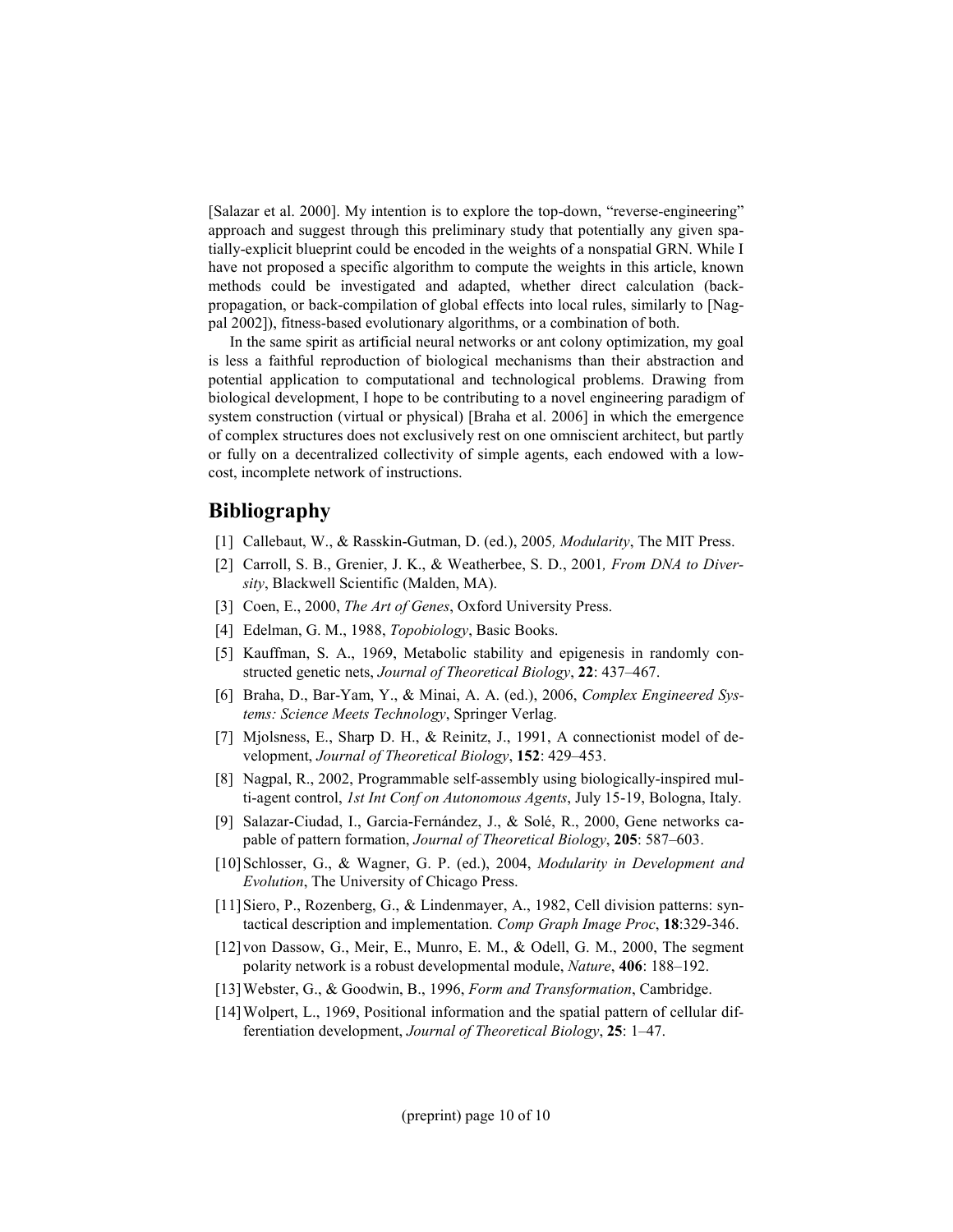[Salazar et al. 2000]. My intention is to explore the top-down, "reverse-engineering" approach and suggest through this preliminary study that potentially any given spatially-explicit blueprint could be encoded in the weights of a nonspatial GRN. While I have not proposed a specific algorithm to compute the weights in this article, known methods could be investigated and adapted, whether direct calculation (back-propagation, or back-compilation of global effects into local rules, similarly to [Nagpal 2002]), fitness-based evolutionary algorithms, or a combination of both.

In the same spirit as artificial neural networks or ant colony optimization, my goal is less a faithful reproduction of biological mechanisms than their abstraction and potential application to computational and technological problems. Drawing from biological development, I hope to be contributing to a novel engineering paradigm of system construction (virtual or physical) [Braha et al. 2006] in which the emergence of complex structures does not exclusively rest on one omniscient architect, but partly or fully on a decentralized collectivity of simple agents, each endowed with a low-cost, incomplete network of instructions.

## Bibliography

[1] Callebaut, W., & Rasskin-Gutman, D. (ed.), 2005*, Modularity*, The MIT Press.

[2] Carroll, S. B., Grenier, J. K., & Weatherbee, S. D., 2001*, From DNA to Diversity*, Blackwell Scientific (Malden, MA).

[3] Coen, E., 2000, *The Art of Genes*, Oxford University Press.

[4] Edelman, G. M., 1988, *Topobiology*, Basic Books.

[5] Kauffman, S. A., 1969, Metabolic stability and epigenesis in randomly constructed genetic nets, *Journal of Theoretical Biology*, **22**: 437–467.

[6] Braha, D., Bar-Yam, Y., & Minai, A. A. (ed.), 2006, *Complex Engineered Systems: Science Meets Technology*, Springer Verlag.

[7] Mjolsness, E., Sharp D. H., & Reinitz, J., 1991, A connectionist model of development, *Journal of Theoretical Biology*, **152**: 429–453.

[8] Nagpal, R., 2002, Programmable self-assembly using biologically-inspired multi-agent control, *1st Int Conf on Autonomous Agents*, July 15-19, Bologna, Italy.

[9] Salazar-Ciudad, I., Garcia-Fernández, J., & Solé, R., 2000, Gene networks capable of pattern formation, *Journal of Theoretical Biology*, **205**: 587–603.

[10] Schlosser, G., & Wagner, G. P. (ed.), 2004, *Modularity in Development and Evolution*, The University of Chicago Press.

[11] Siero, P., Rozenberg, G., & Lindenmayer, A., 1982, Cell division patterns: syntactical description and implementation. *Comp Graph Image Proc*, **18**:329-346.

[12] von Dassow, G., Meir, E., Munro, E. M., & Odell, G. M., 2000, The segment polarity network is a robust developmental module, *Nature*, **406**: 188–192.

[13] Webster, G., & Goodwin, B., 1996, *Form and Transformation*, Cambridge.

[14] Wolpert, L., 1969, Positional information and the spatial pattern of cellular differentiation development, *Journal of Theoretical Biology*, **25**: 1–47.